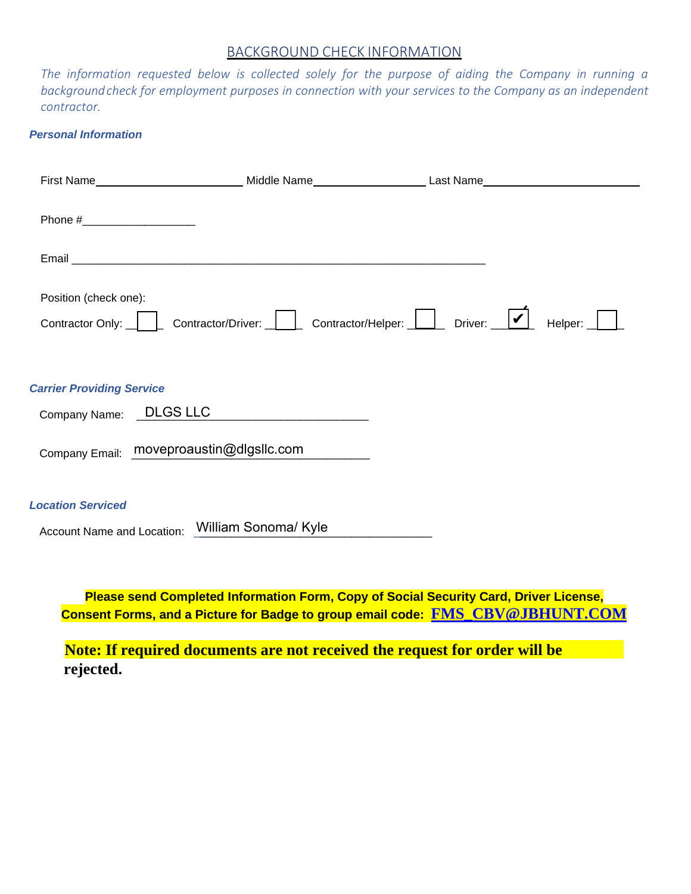## BACKGROUND CHECK INFORMATION

*The information requested below is collected solely for the purpose of aiding the Company in running a background check for employment purposes in connection with your services to the Company as an independent contractor.*

***Personal Information***

First Name________________________ Middle Name__________________ Last Name__________________________

Phone #_________________

Email ______________________________________________________________

Position (check one):

Contractor Only: ☐ Contractor/Driver: ☐ Contractor/Helper: ☐ Driver: ☑ Helper: ☐

***Carrier Providing Service***

Company Name: DLGS LLC

Company Email: moveproaustin@dlgsllc.com

***Location Serviced***

Account Name and Location: William Sonoma/ Kyle

**Please send Completed Information Form, Copy of Social Security Card, Driver License, Consent Forms, and a Picture for Badge to group email code: FMS_CBV@JBHUNT.COM**

**Note: If required documents are not received the request for order will be rejected.**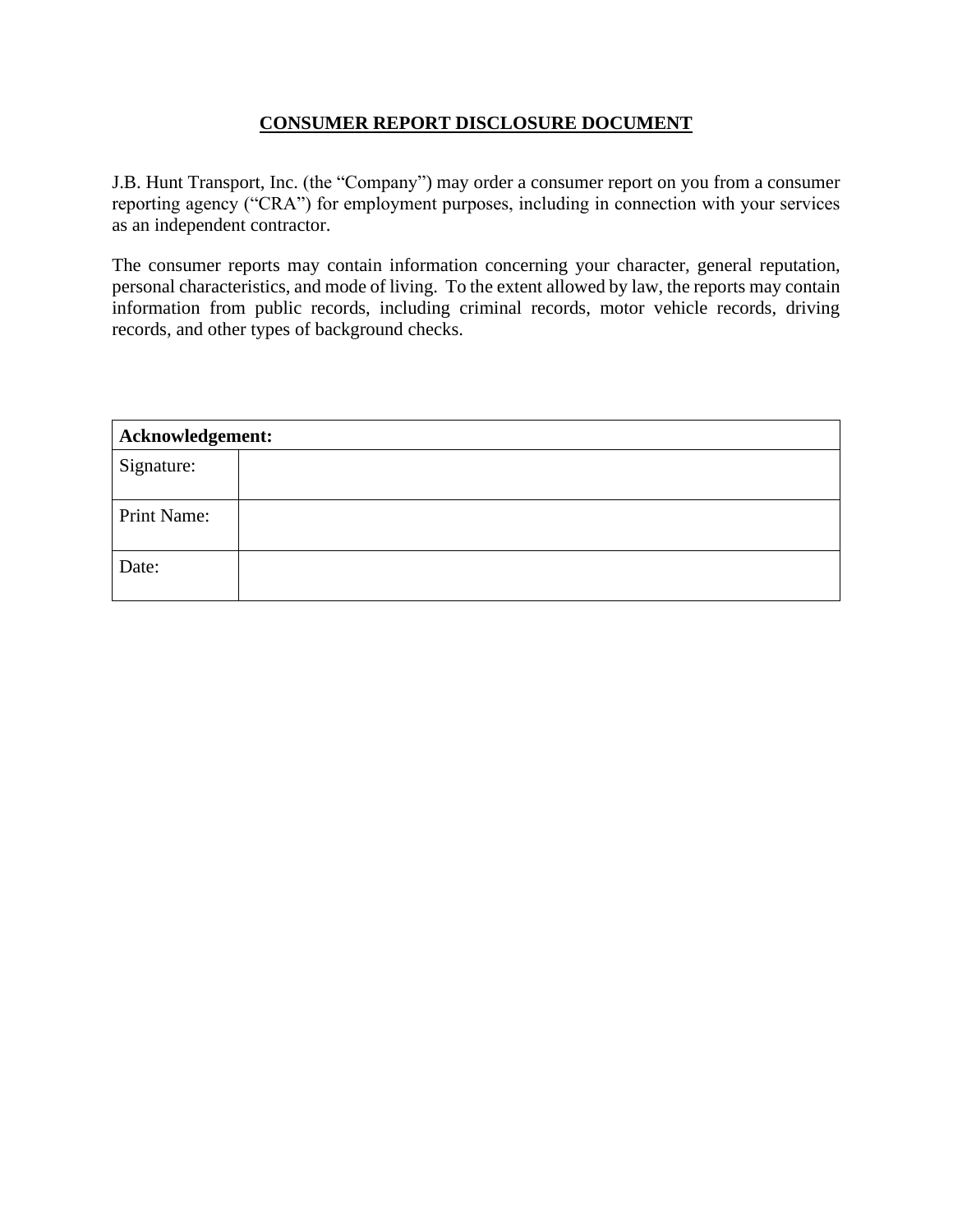# CONSUMER REPORT DISCLOSURE DOCUMENT

J.B. Hunt Transport, Inc. (the "Company") may order a consumer report on you from a consumer reporting agency ("CRA") for employment purposes, including in connection with your services as an independent contractor.

The consumer reports may contain information concerning your character, general reputation, personal characteristics, and mode of living. To the extent allowed by law, the reports may contain information from public records, including criminal records, motor vehicle records, driving records, and other types of background checks.

| **Acknowledgement:** | |
|---|---|
| Signature: | |
| Print Name: | |
| Date: | |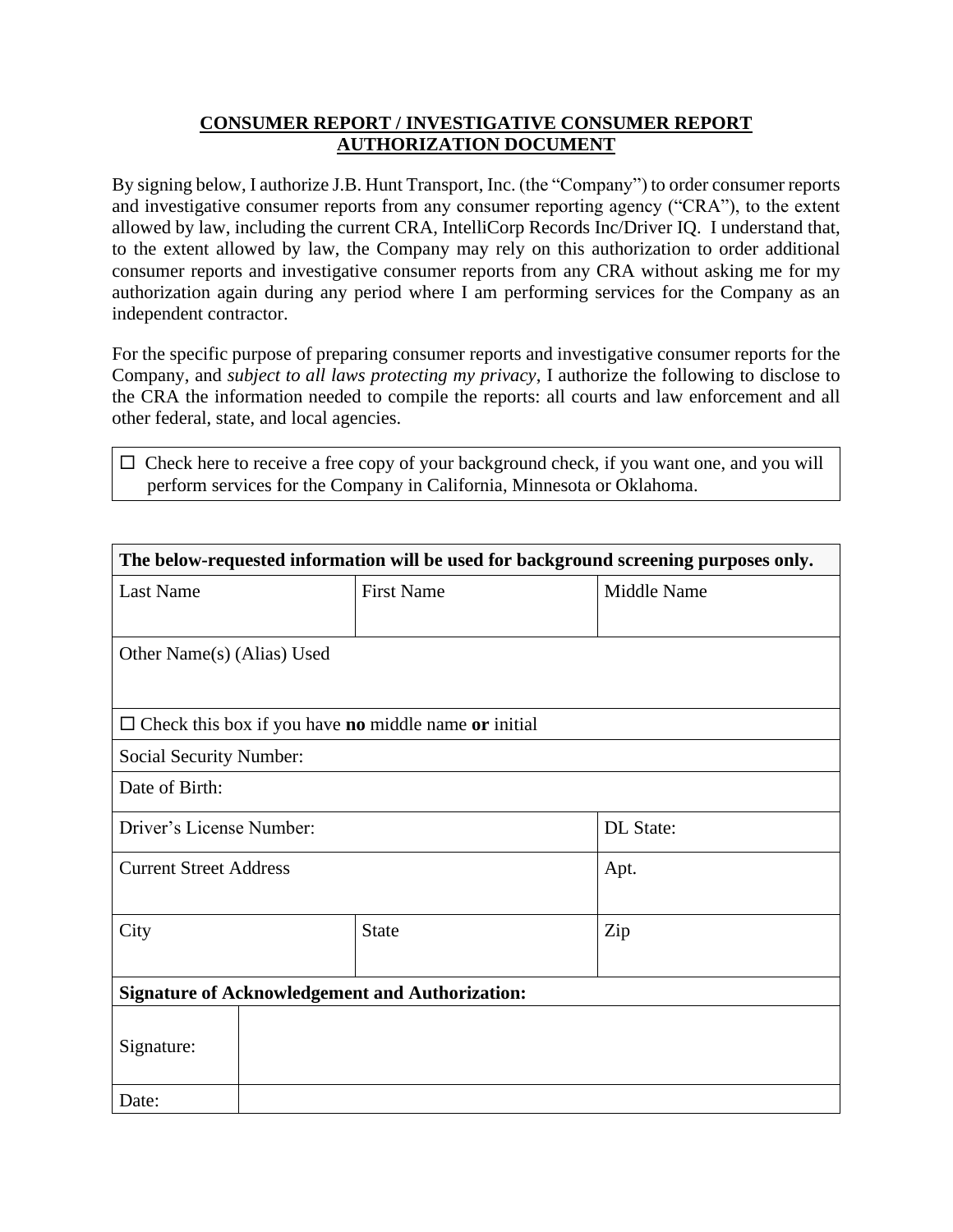## CONSUMER REPORT / INVESTIGATIVE CONSUMER REPORT AUTHORIZATION DOCUMENT

By signing below, I authorize J.B. Hunt Transport, Inc. (the "Company") to order consumer reports and investigative consumer reports from any consumer reporting agency ("CRA"), to the extent allowed by law, including the current CRA, IntelliCorp Records Inc/Driver IQ. I understand that, to the extent allowed by law, the Company may rely on this authorization to order additional consumer reports and investigative consumer reports from any CRA without asking me for my authorization again during any period where I am performing services for the Company as an independent contractor.

For the specific purpose of preparing consumer reports and investigative consumer reports for the Company, and *subject to all laws protecting my privacy*, I authorize the following to disclose to the CRA the information needed to compile the reports: all courts and law enforcement and all other federal, state, and local agencies.

☐ Check here to receive a free copy of your background check, if you want one, and you will perform services for the Company in California, Minnesota or Oklahoma.

| **The below-requested information will be used for background screening purposes only.** | | |
|---|---|---|
| Last Name | First Name | Middle Name |
| Other Name(s) (Alias) Used | | |
| ☐ Check this box if you have **no** middle name **or** initial | | |
| Social Security Number: | | |
| Date of Birth: | | |
| Driver's License Number: | | DL State: |
| Current Street Address | | Apt. |
| City | State | Zip |
| **Signature of Acknowledgement and Authorization:** | | |
| Signature: | | |
| Date: | | |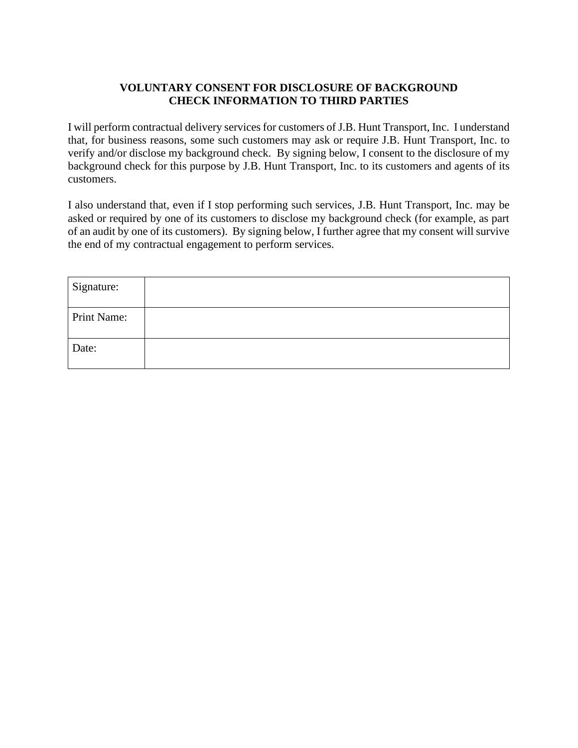## VOLUNTARY CONSENT FOR DISCLOSURE OF BACKGROUND CHECK INFORMATION TO THIRD PARTIES

I will perform contractual delivery services for customers of J.B. Hunt Transport, Inc. I understand that, for business reasons, some such customers may ask or require J.B. Hunt Transport, Inc. to verify and/or disclose my background check. By signing below, I consent to the disclosure of my background check for this purpose by J.B. Hunt Transport, Inc. to its customers and agents of its customers.

I also understand that, even if I stop performing such services, J.B. Hunt Transport, Inc. may be asked or required by one of its customers to disclose my background check (for example, as part of an audit by one of its customers). By signing below, I further agree that my consent will survive the end of my contractual engagement to perform services.

| | |
|---|---|
| Signature: | |
| Print Name: | |
| Date: | |